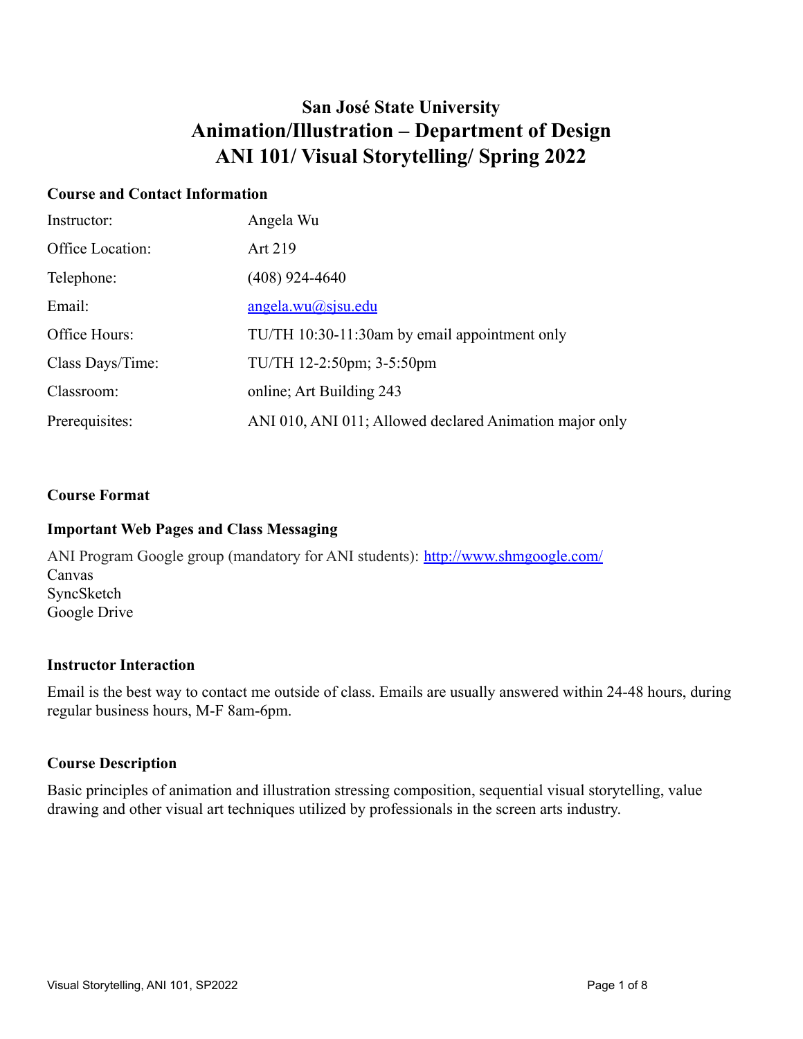# San José State University
## Animation/Illustration – Department of Design
## ANI 101/ Visual Storytelling/ Spring 2022

### Course and Contact Information

| | |
|---|---|
| Instructor: | Angela Wu |
| Office Location: | Art 219 |
| Telephone: | (408) 924-4640 |
| Email: | angela.wu@sjsu.edu |
| Office Hours: | TU/TH 10:30-11:30am by email appointment only |
| Class Days/Time: | TU/TH 12-2:50pm; 3-5:50pm |
| Classroom: | online; Art Building 243 |
| Prerequisites: | ANI 010, ANI 011; Allowed declared Animation major only |

### Course Format

### Important Web Pages and Class Messaging

ANI Program Google group (mandatory for ANI students): http://www.shmgoogle.com/
Canvas
SyncSketch
Google Drive

### Instructor Interaction

Email is the best way to contact me outside of class. Emails are usually answered within 24-48 hours, during regular business hours, M-F 8am-6pm.

### Course Description

Basic principles of animation and illustration stressing composition, sequential visual storytelling, value drawing and other visual art techniques utilized by professionals in the screen arts industry.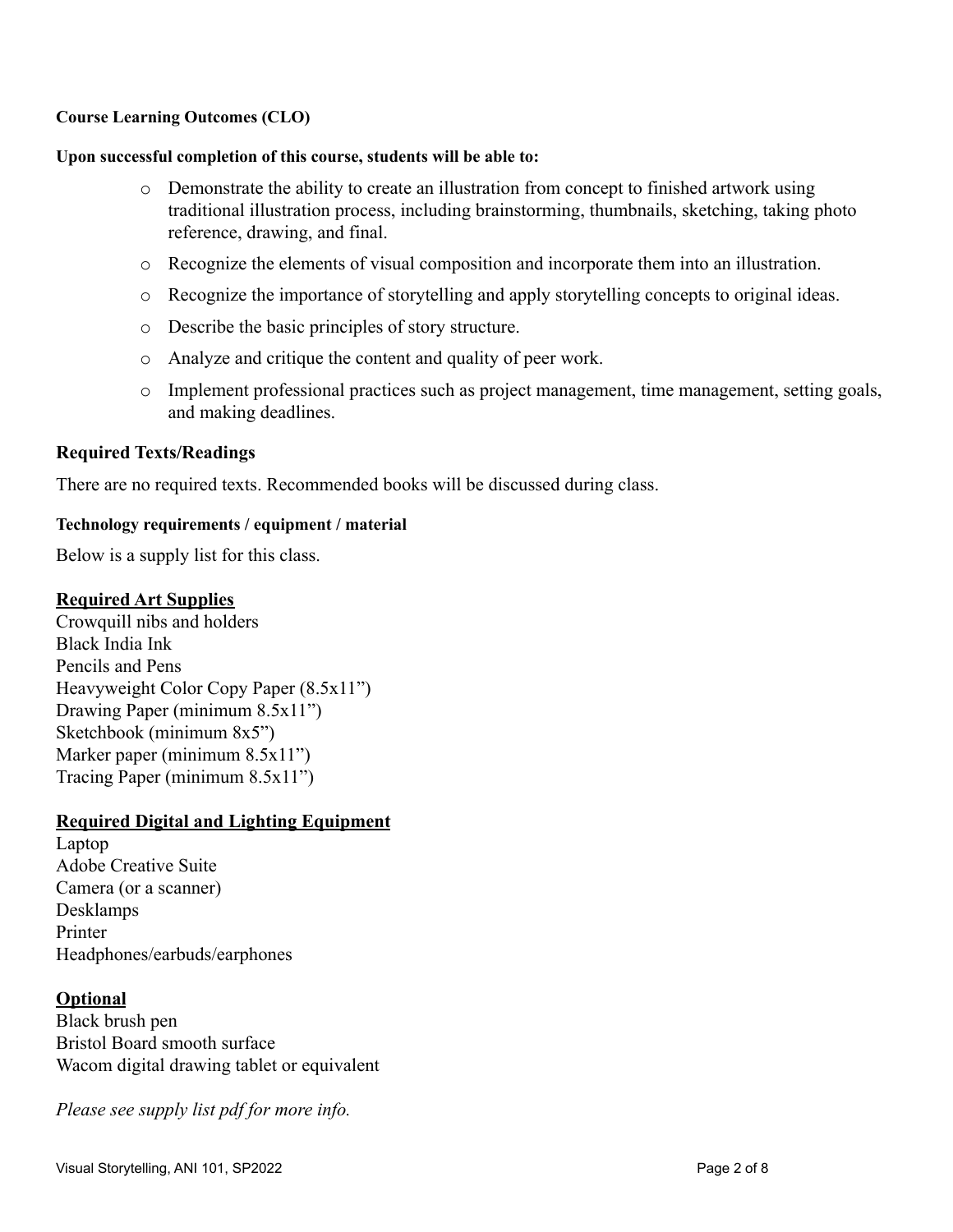**Course Learning Outcomes (CLO)**

**Upon successful completion of this course, students will be able to:**

- Demonstrate the ability to create an illustration from concept to finished artwork using traditional illustration process, including brainstorming, thumbnails, sketching, taking photo reference, drawing, and final.
- Recognize the elements of visual composition and incorporate them into an illustration.
- Recognize the importance of storytelling and apply storytelling concepts to original ideas.
- Describe the basic principles of story structure.
- Analyze and critique the content and quality of peer work.
- Implement professional practices such as project management, time management, setting goals, and making deadlines.

## Required Texts/Readings

There are no required texts. Recommended books will be discussed during class.

**Technology requirements / equipment / material**

Below is a supply list for this class.

**Required Art Supplies**

Crowquill nibs and holders
Black India Ink
Pencils and Pens
Heavyweight Color Copy Paper (8.5x11")
Drawing Paper (minimum 8.5x11")
Sketchbook (minimum 8x5")
Marker paper (minimum 8.5x11")
Tracing Paper (minimum 8.5x11")

**Required Digital and Lighting Equipment**

Laptop
Adobe Creative Suite
Camera (or a scanner)
Desklamps
Printer
Headphones/earbuds/earphones

**Optional**

Black brush pen
Bristol Board smooth surface
Wacom digital drawing tablet or equivalent

*Please see supply list pdf for more info.*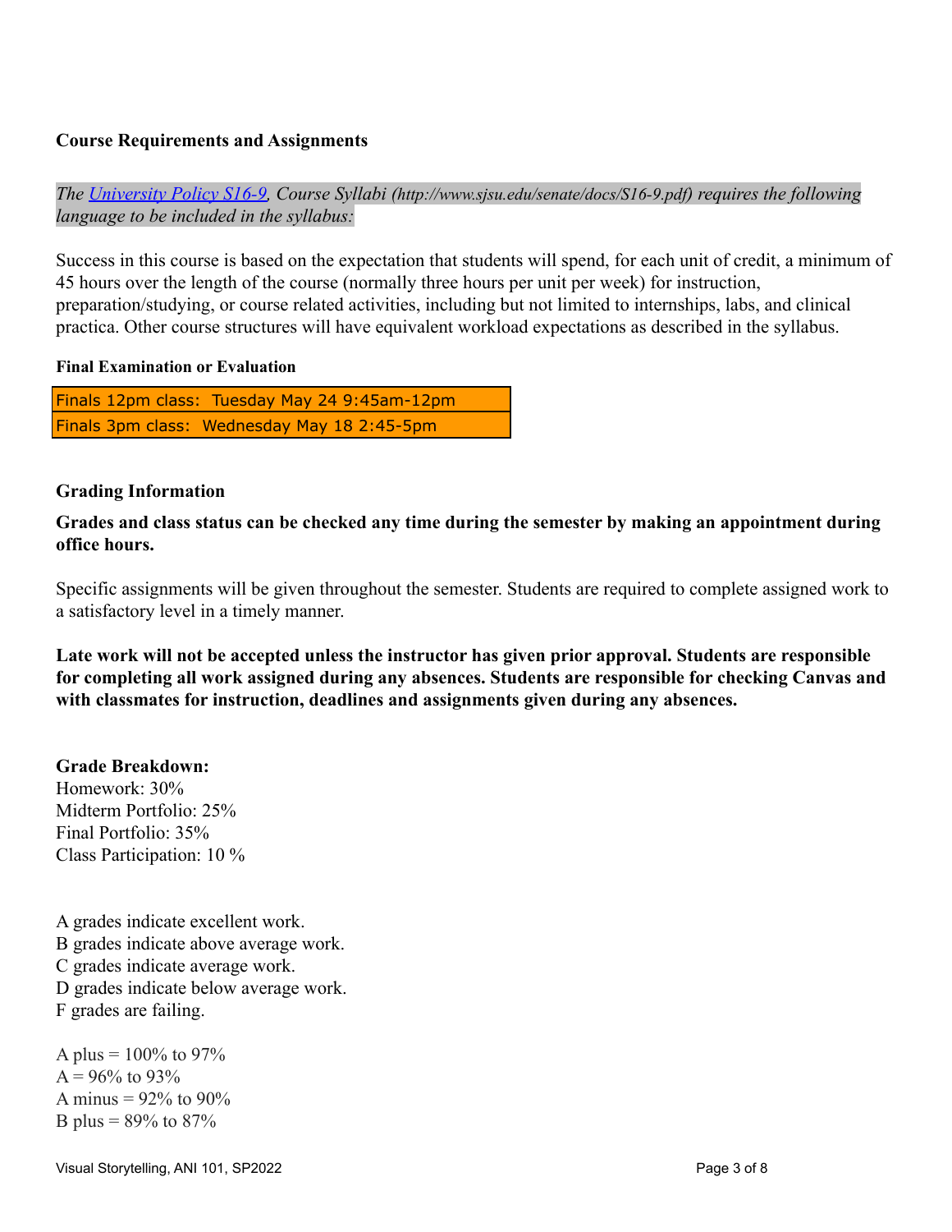### Course Requirements and Assignments

*The [University Policy S16-9](http://www.sjsu.edu/senate/docs/S16-9.pdf), Course Syllabi (http://www.sjsu.edu/senate/docs/S16-9.pdf) requires the following language to be included in the syllabus:*

Success in this course is based on the expectation that students will spend, for each unit of credit, a minimum of 45 hours over the length of the course (normally three hours per unit per week) for instruction, preparation/studying, or course related activities, including but not limited to internships, labs, and clinical practica. Other course structures will have equivalent workload expectations as described in the syllabus.

#### Final Examination or Evaluation

| Finals 12pm class: Tuesday May 24 9:45am-12pm |
| --- |
| Finals 3pm class: Wednesday May 18 2:45-5pm |

### Grading Information

**Grades and class status can be checked any time during the semester by making an appointment during office hours.**

Specific assignments will be given throughout the semester. Students are required to complete assigned work to a satisfactory level in a timely manner.

**Late work will not be accepted unless the instructor has given prior approval. Students are responsible for completing all work assigned during any absences. Students are responsible for checking Canvas and with classmates for instruction, deadlines and assignments given during any absences.**

**Grade Breakdown:**
Homework: 30%
Midterm Portfolio: 25%
Final Portfolio: 35%
Class Participation: 10 %

A grades indicate excellent work.
B grades indicate above average work.
C grades indicate average work.
D grades indicate below average work.
F grades are failing.

A plus = 100% to 97%
A = 96% to 93%
A minus = 92% to 90%
B plus = 89% to 87%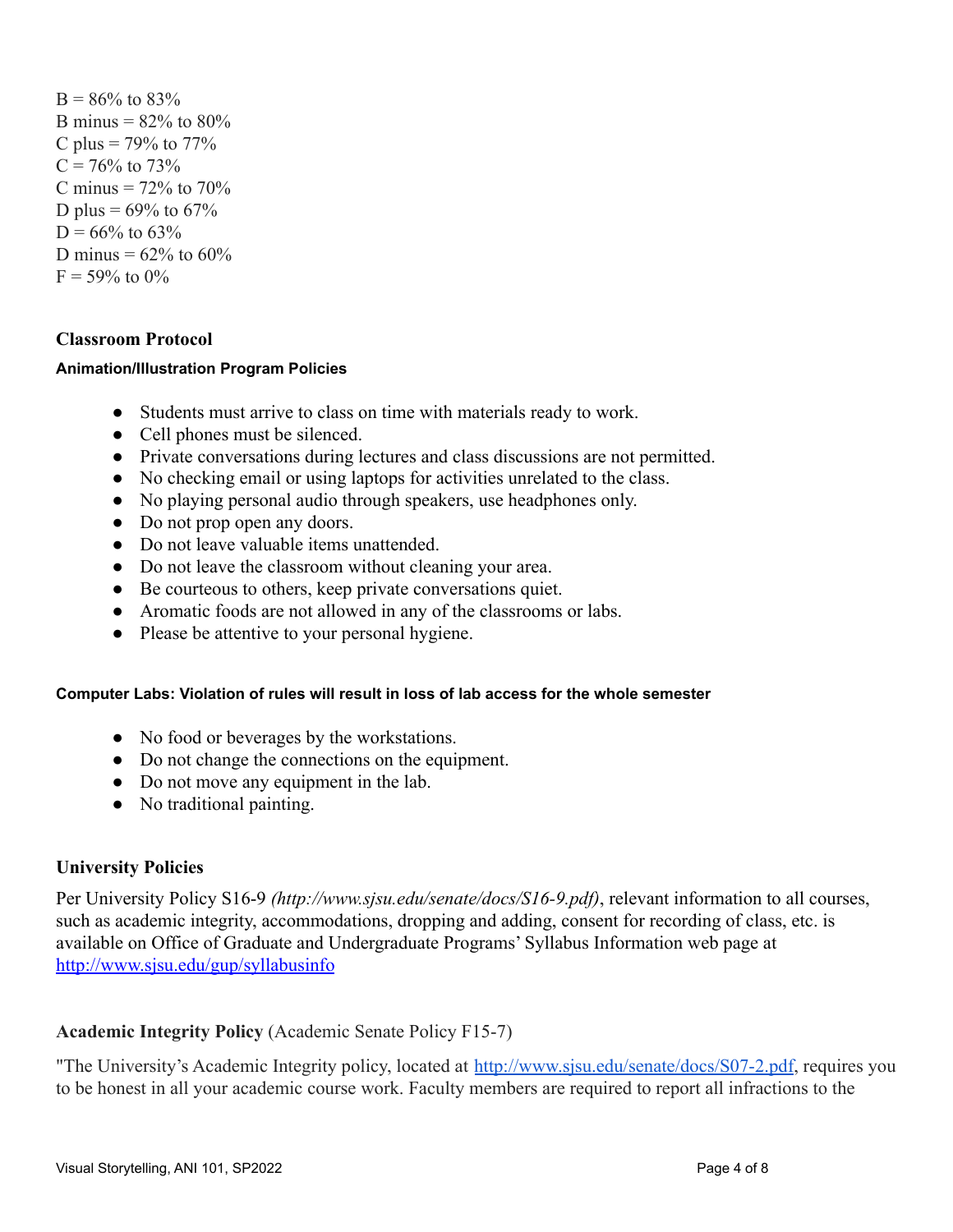B = 86% to 83%
B minus = 82% to 80%
C plus = 79% to 77%
C = 76% to 73%
C minus = 72% to 70%
D plus = 69% to 67%
D = 66% to 63%
D minus = 62% to 60%
F = 59% to 0%

## Classroom Protocol

### Animation/Illustration Program Policies

- Students must arrive to class on time with materials ready to work.
- Cell phones must be silenced.
- Private conversations during lectures and class discussions are not permitted.
- No checking email or using laptops for activities unrelated to the class.
- No playing personal audio through speakers, use headphones only.
- Do not prop open any doors.
- Do not leave valuable items unattended.
- Do not leave the classroom without cleaning your area.
- Be courteous to others, keep private conversations quiet.
- Aromatic foods are not allowed in any of the classrooms or labs.
- Please be attentive to your personal hygiene.

### Computer Labs: Violation of rules will result in loss of lab access for the whole semester

- No food or beverages by the workstations.
- Do not change the connections on the equipment.
- Do not move any equipment in the lab.
- No traditional painting.

## University Policies

Per University Policy S16-9 *(http://www.sjsu.edu/senate/docs/S16-9.pdf)*, relevant information to all courses, such as academic integrity, accommodations, dropping and adding, consent for recording of class, etc. is available on Office of Graduate and Undergraduate Programs' Syllabus Information web page at http://www.sjsu.edu/gup/syllabusinfo

## Academic Integrity Policy (Academic Senate Policy F15-7)

"The University's Academic Integrity policy, located at http://www.sjsu.edu/senate/docs/S07-2.pdf, requires you to be honest in all your academic course work. Faculty members are required to report all infractions to the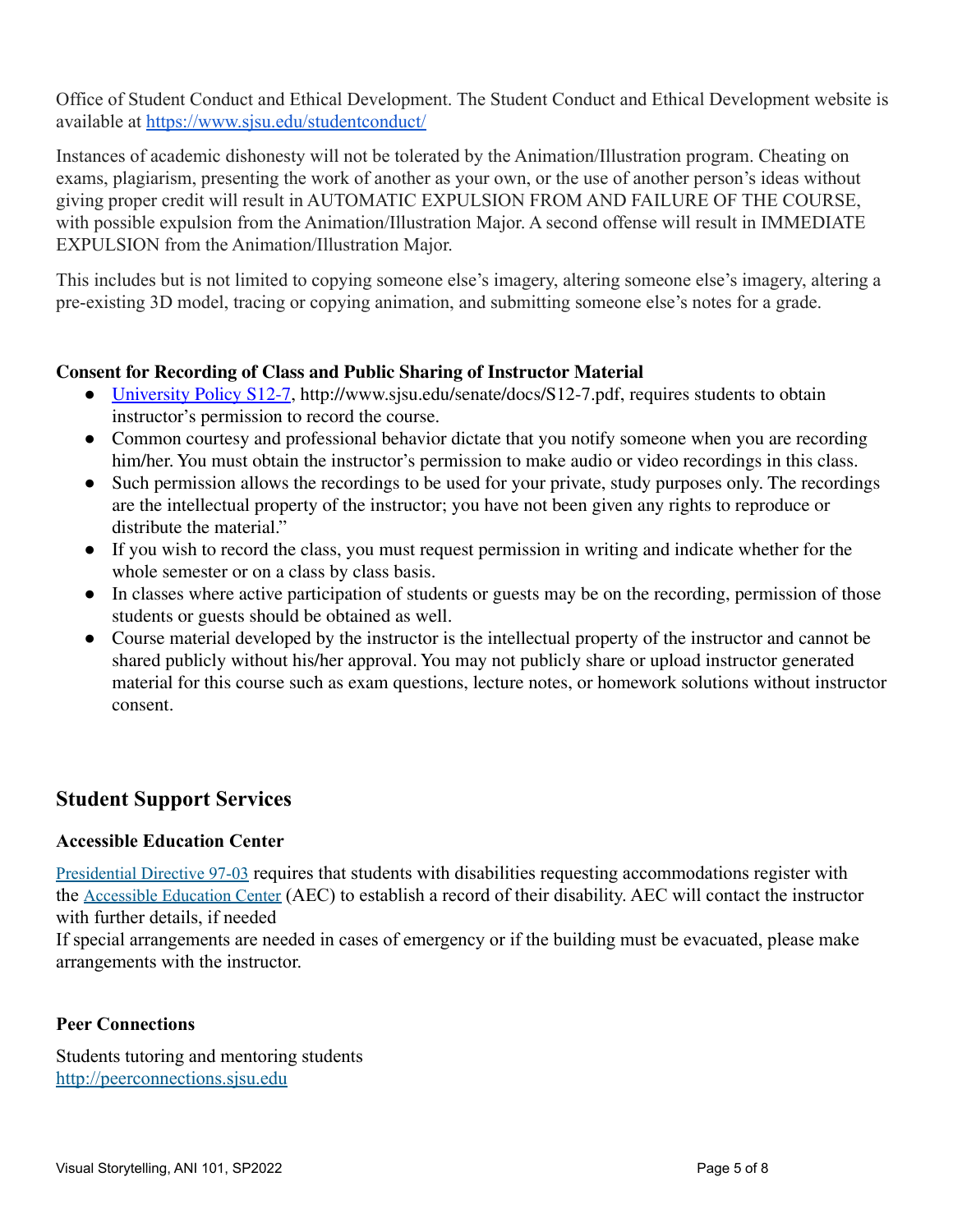Office of Student Conduct and Ethical Development. The Student Conduct and Ethical Development website is available at [https://www.sjsu.edu/studentconduct/](https://www.sjsu.edu/studentconduct/)

Instances of academic dishonesty will not be tolerated by the Animation/Illustration program. Cheating on exams, plagiarism, presenting the work of another as your own, or the use of another person's ideas without giving proper credit will result in AUTOMATIC EXPULSION FROM AND FAILURE OF THE COURSE, with possible expulsion from the Animation/Illustration Major. A second offense will result in IMMEDIATE EXPULSION from the Animation/Illustration Major.

This includes but is not limited to copying someone else's imagery, altering someone else's imagery, altering a pre-existing 3D model, tracing or copying animation, and submitting someone else's notes for a grade.

**Consent for Recording of Class and Public Sharing of Instructor Material**

- [University Policy S12-7](http://www.sjsu.edu/senate/docs/S12-7.pdf), http://www.sjsu.edu/senate/docs/S12-7.pdf, requires students to obtain instructor's permission to record the course.
- Common courtesy and professional behavior dictate that you notify someone when you are recording him/her. You must obtain the instructor's permission to make audio or video recordings in this class.
- Such permission allows the recordings to be used for your private, study purposes only. The recordings are the intellectual property of the instructor; you have not been given any rights to reproduce or distribute the material."
- If you wish to record the class, you must request permission in writing and indicate whether for the whole semester or on a class by class basis.
- In classes where active participation of students or guests may be on the recording, permission of those students or guests should be obtained as well.
- Course material developed by the instructor is the intellectual property of the instructor and cannot be shared publicly without his/her approval. You may not publicly share or upload instructor generated material for this course such as exam questions, lecture notes, or homework solutions without instructor consent.

## Student Support Services

**Accessible Education Center**

Presidential Directive 97-03 requires that students with disabilities requesting accommodations register with the Accessible Education Center (AEC) to establish a record of their disability. AEC will contact the instructor with further details, if needed
If special arrangements are needed in cases of emergency or if the building must be evacuated, please make arrangements with the instructor.

**Peer Connections**

Students tutoring and mentoring students
[http://peerconnections.sjsu.edu](http://peerconnections.sjsu.edu)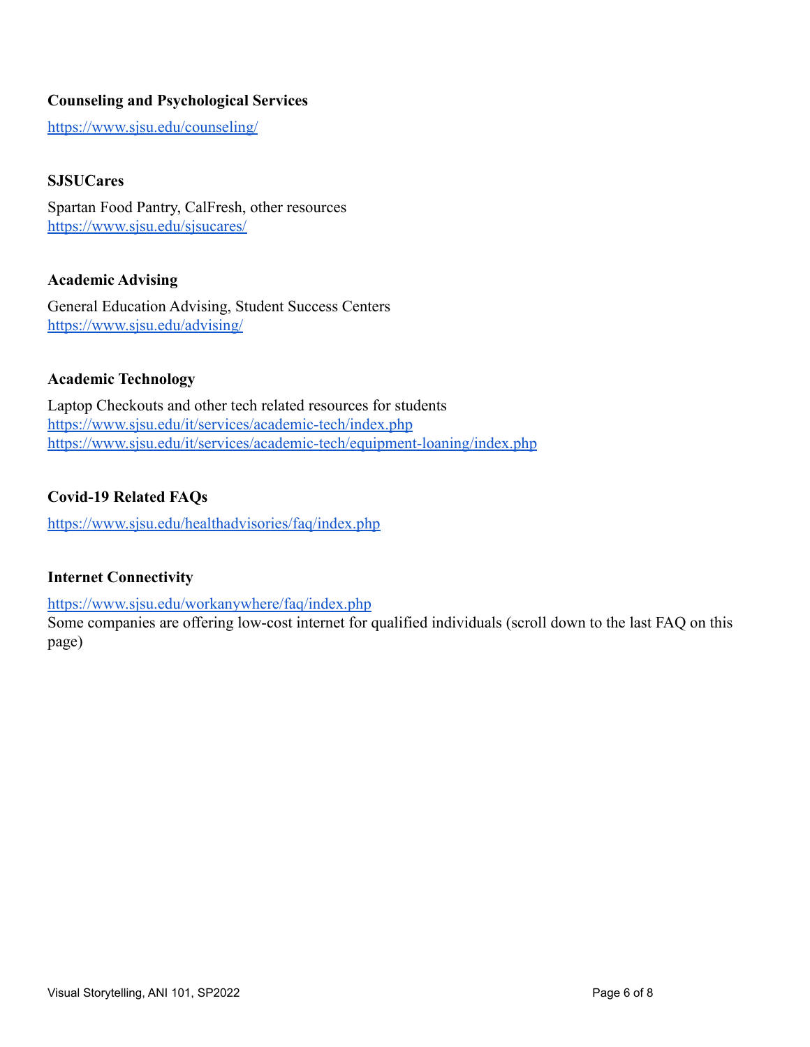### Counseling and Psychological Services

https://www.sjsu.edu/counseling/

### SJSUCares

Spartan Food Pantry, CalFresh, other resources
https://www.sjsu.edu/sjsucares/

### Academic Advising

General Education Advising, Student Success Centers
https://www.sjsu.edu/advising/

### Academic Technology

Laptop Checkouts and other tech related resources for students
https://www.sjsu.edu/it/services/academic-tech/index.php
https://www.sjsu.edu/it/services/academic-tech/equipment-loaning/index.php

### Covid-19 Related FAQs

https://www.sjsu.edu/healthadvisories/faq/index.php

### Internet Connectivity

https://www.sjsu.edu/workanywhere/faq/index.php
Some companies are offering low-cost internet for qualified individuals (scroll down to the last FAQ on this page)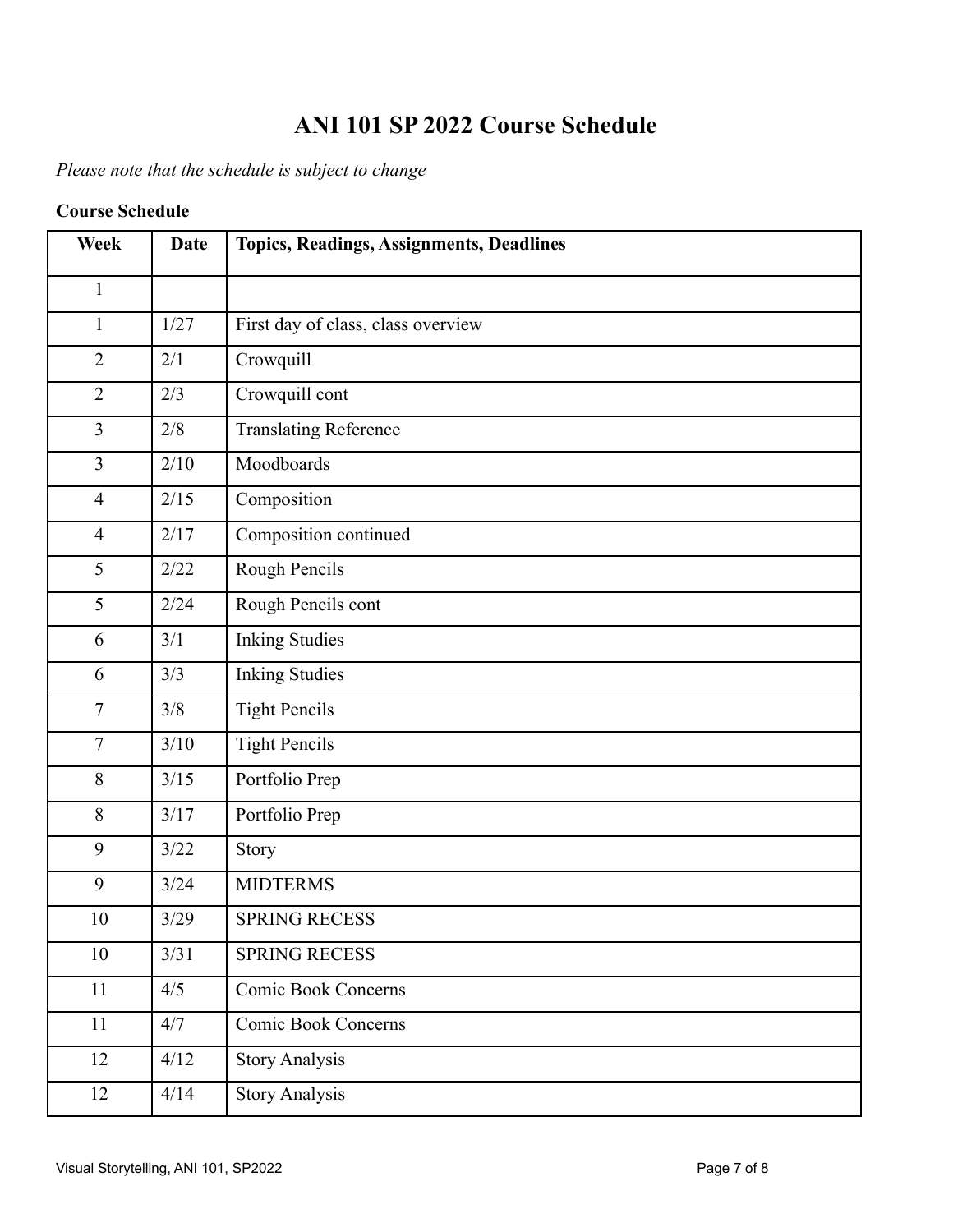# ANI 101 SP 2022 Course Schedule

*Please note that the schedule is subject to change*

**Course Schedule**

| Week | Date | Topics, Readings, Assignments, Deadlines |
|---|---|---|
| 1 | | |
| 1 | 1/27 | First day of class, class overview |
| 2 | 2/1 | Crowquill |
| 2 | 2/3 | Crowquill cont |
| 3 | 2/8 | Translating Reference |
| 3 | 2/10 | Moodboards |
| 4 | 2/15 | Composition |
| 4 | 2/17 | Composition continued |
| 5 | 2/22 | Rough Pencils |
| 5 | 2/24 | Rough Pencils cont |
| 6 | 3/1 | Inking Studies |
| 6 | 3/3 | Inking Studies |
| 7 | 3/8 | Tight Pencils |
| 7 | 3/10 | Tight Pencils |
| 8 | 3/15 | Portfolio Prep |
| 8 | 3/17 | Portfolio Prep |
| 9 | 3/22 | Story |
| 9 | 3/24 | MIDTERMS |
| 10 | 3/29 | SPRING RECESS |
| 10 | 3/31 | SPRING RECESS |
| 11 | 4/5 | Comic Book Concerns |
| 11 | 4/7 | Comic Book Concerns |
| 12 | 4/12 | Story Analysis |
| 12 | 4/14 | Story Analysis |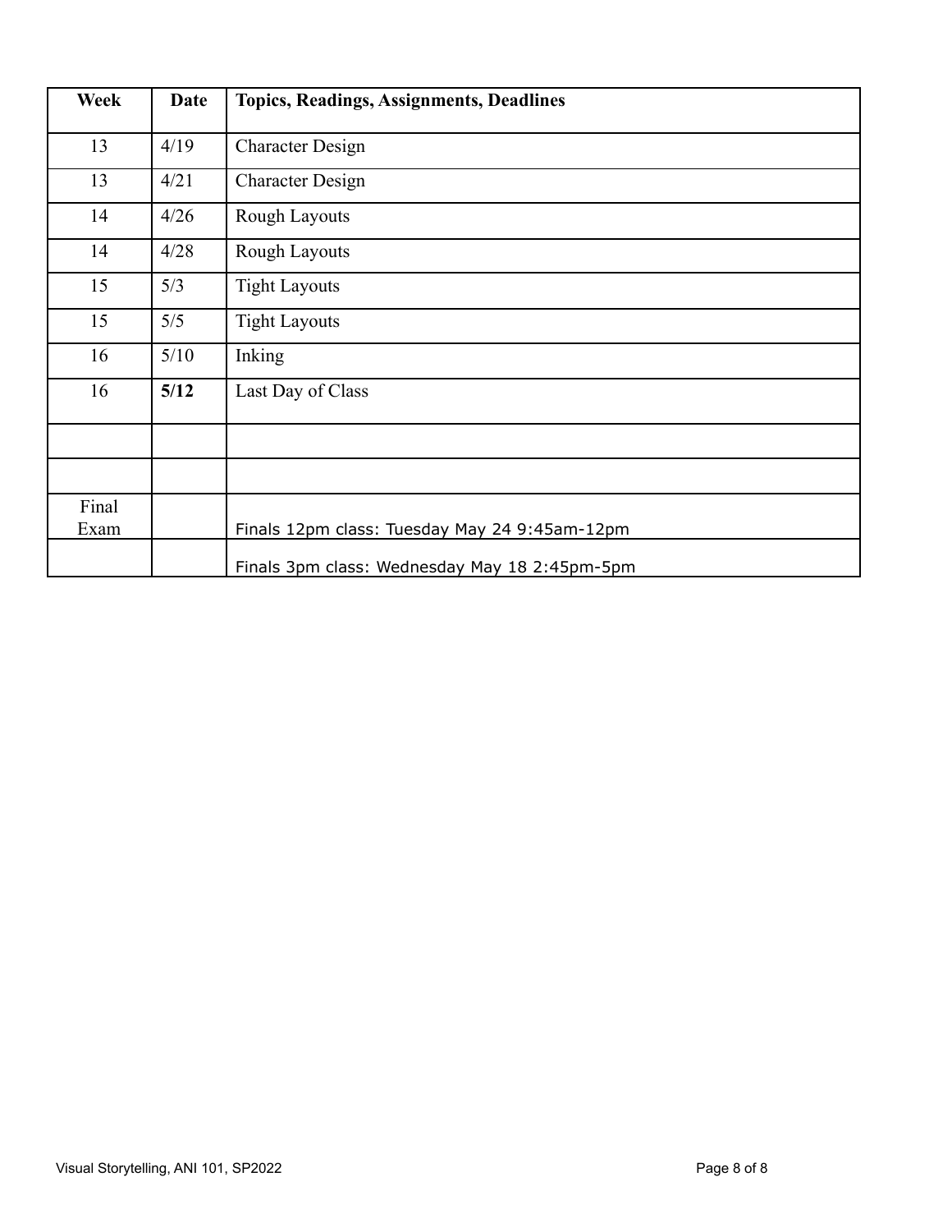| Week | Date | Topics, Readings, Assignments, Deadlines |
|---|---|---|
| 13 | 4/19 | Character Design |
| 13 | 4/21 | Character Design |
| 14 | 4/26 | Rough Layouts |
| 14 | 4/28 | Rough Layouts |
| 15 | 5/3 | Tight Layouts |
| 15 | 5/5 | Tight Layouts |
| 16 | 5/10 | Inking |
| 16 | **5/12** | Last Day of Class |
| | | |
| | | |
| Final Exam | | Finals 12pm class: Tuesday May 24 9:45am-12pm |
| | | Finals 3pm class: Wednesday May 18 2:45pm-5pm |